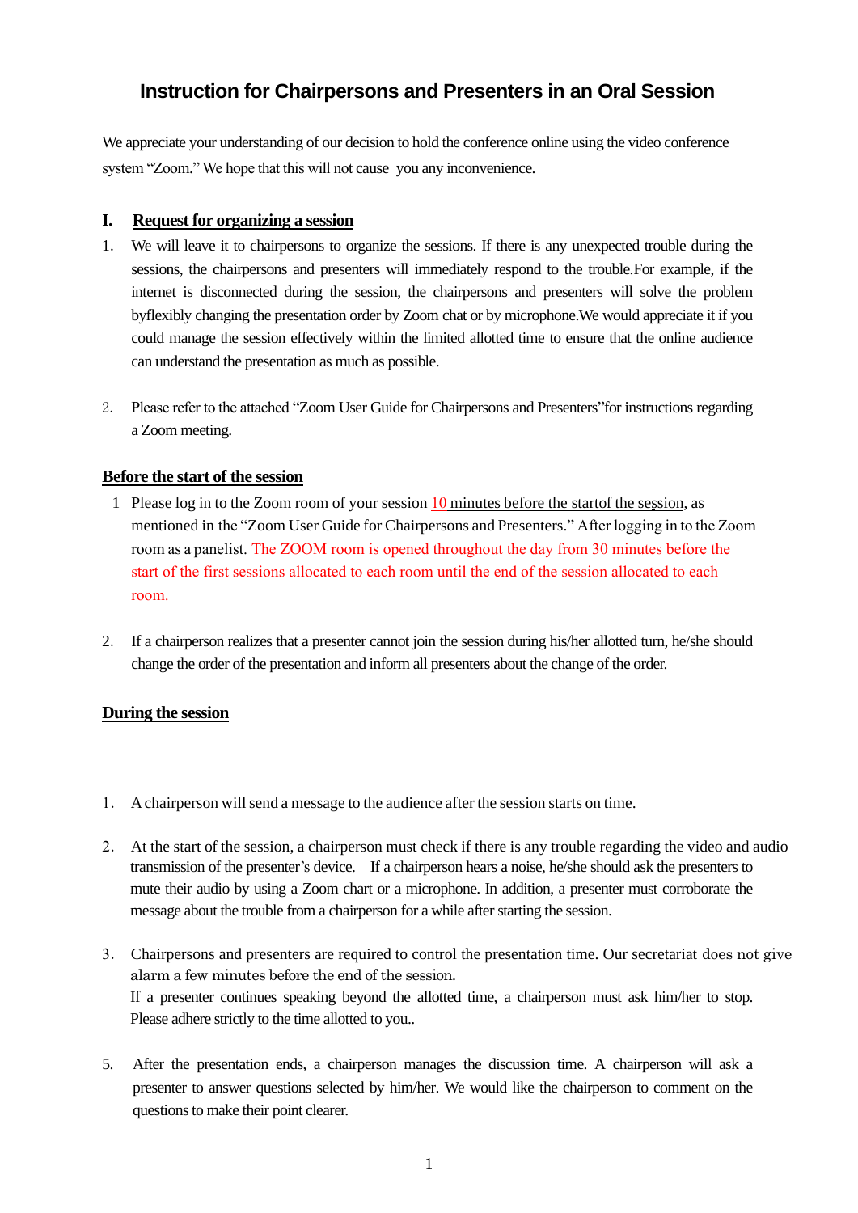# Instruction for Chairpersons and Presenters in an Oral Session

We appreciate your understanding of our decision to hold the conference online using the video conference system "Zoom." We hope that this will not cause you any inconvenience.

## I. Request for organizing a session

1. We will leave it to chairpersons to organize the sessions. If there is any unexpected trouble during the sessions, the chairpersons and presenters will immediately respond to the trouble.For example, if the internet is disconnected during the session, the chairpersons and presenters will solve the problem byflexibly changing the presentation order by Zoom chat or by microphone.We would appreciate it if you could manage the session effectively within the limited allotted time to ensure that the online audience can understand the presentation as much as possible.

2. Please refer to the attached "Zoom User Guide for Chairpersons and Presenters"for instructions regarding a Zoom meeting.

### Before the start of the session

1 Please log in to the Zoom room of your session 10 minutes before the startof the session, as mentioned in the "Zoom User Guide for Chairpersons and Presenters." After logging in to the Zoom room as a panelist. The ZOOM room is opened throughout the day from 30 minutes before the start of the first sessions allocated to each room until the end of the session allocated to each room.

2. If a chairperson realizes that a presenter cannot join the session during his/her allotted turn, he/she should change the order of the presentation and inform all presenters about the change of the order.

### During the session

1. A chairperson will send a message to the audience after the session starts on time.

2. At the start of the session, a chairperson must check if there is any trouble regarding the video and audio transmission of the presenter's device. If a chairperson hears a noise, he/she should ask the presenters to mute their audio by using a Zoom chart or a microphone. In addition, a presenter must corroborate the message about the trouble from a chairperson for a while after starting the session.

3. Chairpersons and presenters are required to control the presentation time. Our secretariat does not give alarm a few minutes before the end of the session.
   If a presenter continues speaking beyond the allotted time, a chairperson must ask him/her to stop. Please adhere strictly to the time allotted to you..

5. After the presentation ends, a chairperson manages the discussion time. A chairperson will ask a presenter to answer questions selected by him/her. We would like the chairperson to comment on the questions to make their point clearer.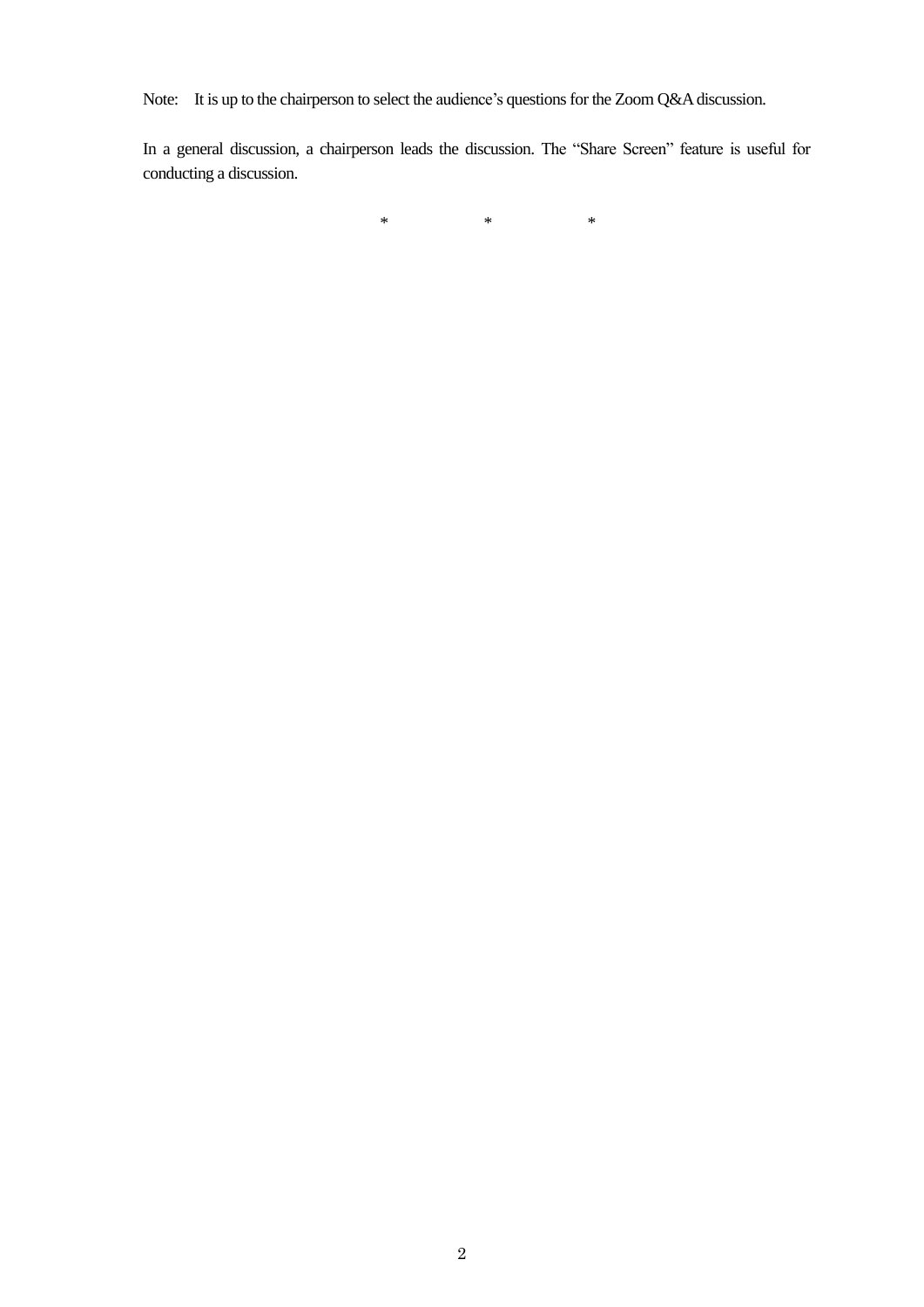Note: It is up to the chairperson to select the audience's questions for the Zoom Q&A discussion.

In a general discussion, a chairperson leads the discussion. The "Share Screen" feature is useful for conducting a discussion.

\*　　　　\*　　　　\*